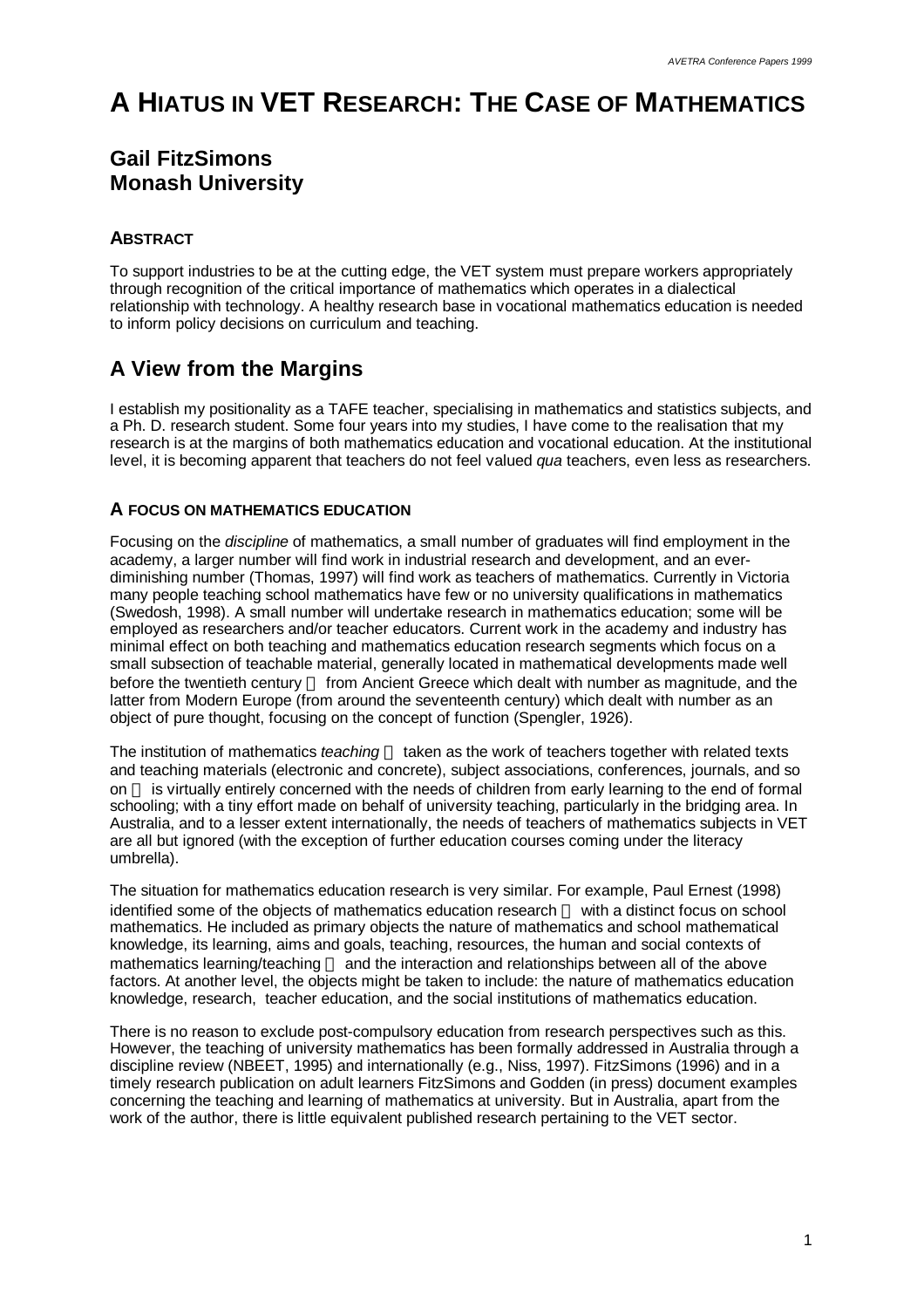# A HIATUS IN VET RESEARCH: THE CASE OF MATHEMATICS

## Gail FitzSimons
## Monash University

### ABSTRACT

To support industries to be at the cutting edge, the VET system must prepare workers appropriately through recognition of the critical importance of mathematics which operates in a dialectical relationship with technology. A healthy research base in vocational mathematics education is needed to inform policy decisions on curriculum and teaching.

## A View from the Margins

I establish my positionality as a TAFE teacher, specialising in mathematics and statistics subjects, and a Ph. D. research student. Some four years into my studies, I have come to the realisation that my research is at the margins of both mathematics education and vocational education. At the institutional level, it is becoming apparent that teachers do not feel valued *qua* teachers, even less as researchers.

### A FOCUS ON MATHEMATICS EDUCATION

Focusing on the *discipline* of mathematics, a small number of graduates will find employment in the academy, a larger number will find work in industrial research and development, and an ever-diminishing number (Thomas, 1997) will find work as teachers of mathematics. Currently in Victoria many people teaching school mathematics have few or no university qualifications in mathematics (Swedosh, 1998). A small number will undertake research in mathematics education; some will be employed as researchers and/or teacher educators. Current work in the academy and industry has minimal effect on both teaching and mathematics education research segments which focus on a small subsection of teachable material, generally located in mathematical developments made well before the twentieth century  from Ancient Greece which dealt with number as magnitude, and the latter from Modern Europe (from around the seventeenth century) which dealt with number as an object of pure thought, focusing on the concept of function (Spengler, 1926).

The institution of mathematics *teaching*  taken as the work of teachers together with related texts and teaching materials (electronic and concrete), subject associations, conferences, journals, and so on  is virtually entirely concerned with the needs of children from early learning to the end of formal schooling; with a tiny effort made on behalf of university teaching, particularly in the bridging area. In Australia, and to a lesser extent internationally, the needs of teachers of mathematics subjects in VET are all but ignored (with the exception of further education courses coming under the literacy umbrella).

The situation for mathematics education research is very similar. For example, Paul Ernest (1998) identified some of the objects of mathematics education research  with a distinct focus on school mathematics. He included as primary objects the nature of mathematics and school mathematical knowledge, its learning, aims and goals, teaching, resources, the human and social contexts of mathematics learning/teaching  and the interaction and relationships between all of the above factors. At another level, the objects might be taken to include: the nature of mathematics education knowledge, research, teacher education, and the social institutions of mathematics education.

There is no reason to exclude post-compulsory education from research perspectives such as this. However, the teaching of university mathematics has been formally addressed in Australia through a discipline review (NBEET, 1995) and internationally (e.g., Niss, 1997). FitzSimons (1996) and in a timely research publication on adult learners FitzSimons and Godden (in press) document examples concerning the teaching and learning of mathematics at university. But in Australia, apart from the work of the author, there is little equivalent published research pertaining to the VET sector.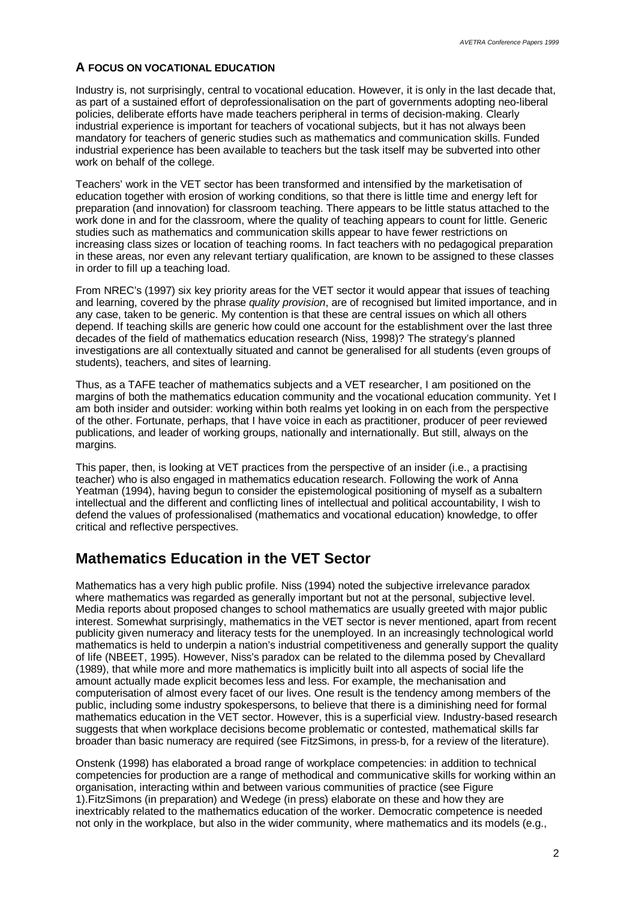### A FOCUS ON VOCATIONAL EDUCATION

Industry is, not surprisingly, central to vocational education. However, it is only in the last decade that, as part of a sustained effort of deprofessionalisation on the part of governments adopting neo-liberal policies, deliberate efforts have made teachers peripheral in terms of decision-making. Clearly industrial experience is important for teachers of vocational subjects, but it has not always been mandatory for teachers of generic studies such as mathematics and communication skills. Funded industrial experience has been available to teachers but the task itself may be subverted into other work on behalf of the college.

Teachers' work in the VET sector has been transformed and intensified by the marketisation of education together with erosion of working conditions, so that there is little time and energy left for preparation (and innovation) for classroom teaching. There appears to be little status attached to the work done in and for the classroom, where the quality of teaching appears to count for little. Generic studies such as mathematics and communication skills appear to have fewer restrictions on increasing class sizes or location of teaching rooms. In fact teachers with no pedagogical preparation in these areas, nor even any relevant tertiary qualification, are known to be assigned to these classes in order to fill up a teaching load.

From NREC's (1997) six key priority areas for the VET sector it would appear that issues of teaching and learning, covered by the phrase *quality provision*, are of recognised but limited importance, and in any case, taken to be generic. My contention is that these are central issues on which all others depend. If teaching skills are generic how could one account for the establishment over the last three decades of the field of mathematics education research (Niss, 1998)? The strategy's planned investigations are all contextually situated and cannot be generalised for all students (even groups of students), teachers, and sites of learning.

Thus, as a TAFE teacher of mathematics subjects and a VET researcher, I am positioned on the margins of both the mathematics education community and the vocational education community. Yet I am both insider and outsider: working within both realms yet looking in on each from the perspective of the other. Fortunate, perhaps, that I have voice in each as practitioner, producer of peer reviewed publications, and leader of working groups, nationally and internationally. But still, always on the margins.

This paper, then, is looking at VET practices from the perspective of an insider (i.e., a practising teacher) who is also engaged in mathematics education research. Following the work of Anna Yeatman (1994), having begun to consider the epistemological positioning of myself as a subaltern intellectual and the different and conflicting lines of intellectual and political accountability, I wish to defend the values of professionalised (mathematics and vocational education) knowledge, to offer critical and reflective perspectives.

## Mathematics Education in the VET Sector

Mathematics has a very high public profile. Niss (1994) noted the subjective irrelevance paradox where mathematics was regarded as generally important but not at the personal, subjective level. Media reports about proposed changes to school mathematics are usually greeted with major public interest. Somewhat surprisingly, mathematics in the VET sector is never mentioned, apart from recent publicity given numeracy and literacy tests for the unemployed. In an increasingly technological world mathematics is held to underpin a nation's industrial competitiveness and generally support the quality of life (NBEET, 1995). However, Niss's paradox can be related to the dilemma posed by Chevallard (1989), that while more and more mathematics is implicitly built into all aspects of social life the amount actually made explicit becomes less and less. For example, the mechanisation and computerisation of almost every facet of our lives. One result is the tendency among members of the public, including some industry spokespersons, to believe that there is a diminishing need for formal mathematics education in the VET sector. However, this is a superficial view. Industry-based research suggests that when workplace decisions become problematic or contested, mathematical skills far broader than basic numeracy are required (see FitzSimons, in press-b, for a review of the literature).

Onstenk (1998) has elaborated a broad range of workplace competencies: in addition to technical competencies for production are a range of methodical and communicative skills for working within an organisation, interacting within and between various communities of practice (see Figure 1).FitzSimons (in preparation) and Wedege (in press) elaborate on these and how they are inextricably related to the mathematics education of the worker. Democratic competence is needed not only in the workplace, but also in the wider community, where mathematics and its models (e.g.,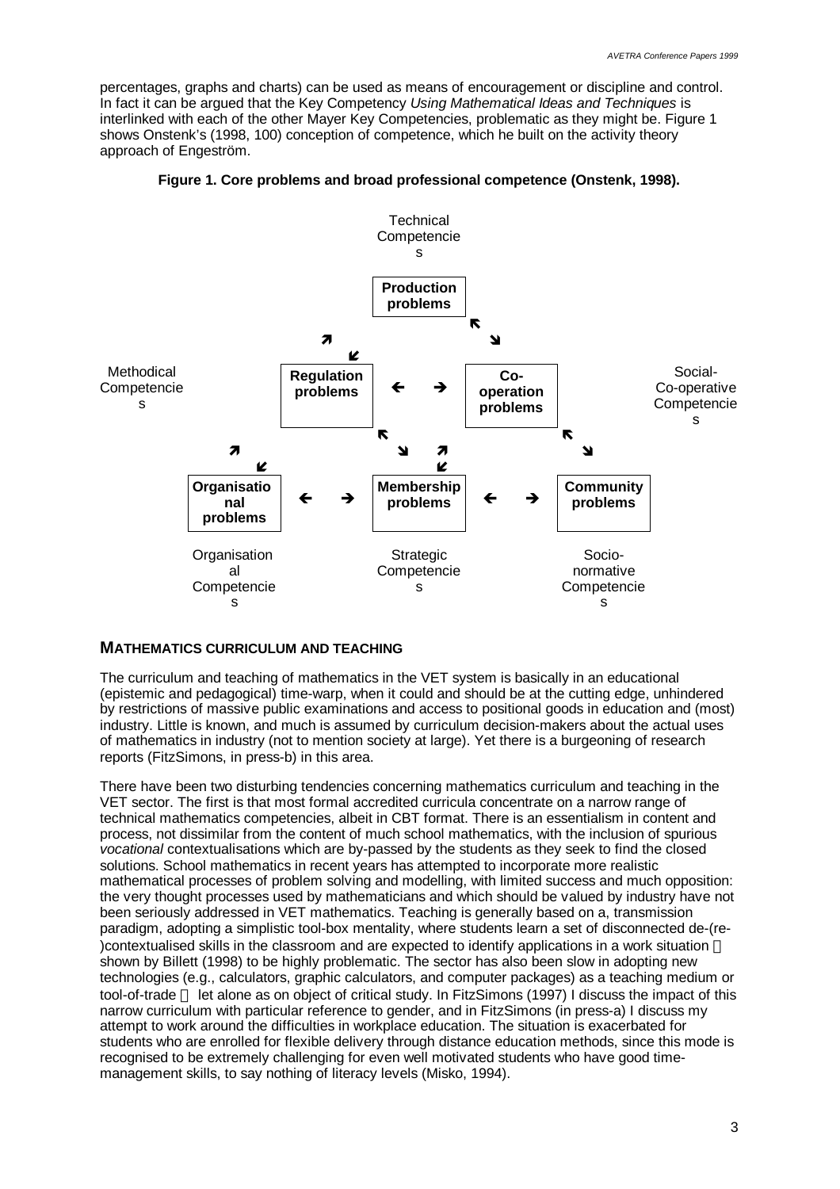percentages, graphs and charts) can be used as means of encouragement or discipline and control. In fact it can be argued that the Key Competency *Using Mathematical Ideas and Techniques* is interlinked with each of the other Mayer Key Competencies, problematic as they might be. Figure 1 shows Onstenk's (1998, 100) conception of competence, which he built on the activity theory approach of Engeström.

**Figure 1. Core problems and broad professional competence (Onstenk, 1998).**

Technical Competencies

**Production problems**

Methodical Competencies

**Regulation problems** ← → **Co-operation problems**

Social-Co-operative Competencies

**Organisational problems** ← → **Membership problems** ← → **Community problems**

Organisational Competencies | Strategic Competencies | Socio-normative Competencies

## MATHEMATICS CURRICULUM AND TEACHING

The curriculum and teaching of mathematics in the VET system is basically in an educational (epistemic and pedagogical) time-warp, when it could and should be at the cutting edge, unhindered by restrictions of massive public examinations and access to positional goods in education and (most) industry. Little is known, and much is assumed by curriculum decision-makers about the actual uses of mathematics in industry (not to mention society at large). Yet there is a burgeoning of research reports (FitzSimons, in press-b) in this area.

There have been two disturbing tendencies concerning mathematics curriculum and teaching in the VET sector. The first is that most formal accredited curricula concentrate on a narrow range of technical mathematics competencies, albeit in CBT format. There is an essentialism in content and process, not dissimilar from the content of much school mathematics, with the inclusion of spurious *vocational* contextualisations which are by-passed by the students as they seek to find the closed solutions. School mathematics in recent years has attempted to incorporate more realistic mathematical processes of problem solving and modelling, with limited success and much opposition: the very thought processes used by mathematicians and which should be valued by industry have not been seriously addressed in VET mathematics. Teaching is generally based on a, transmission paradigm, adopting a simplistic tool-box mentality, where students learn a set of disconnected de-(re-)contextualised skills in the classroom and are expected to identify applications in a work situation — shown by Billett (1998) to be highly problematic. The sector has also been slow in adopting new technologies (e.g., calculators, graphic calculators, and computer packages) as a teaching medium or tool-of-trade — let alone as on object of critical study. In FitzSimons (1997) I discuss the impact of this narrow curriculum with particular reference to gender, and in FitzSimons (in press-a) I discuss my attempt to work around the difficulties in workplace education. The situation is exacerbated for students who are enrolled for flexible delivery through distance education methods, since this mode is recognised to be extremely challenging for even well motivated students who have good time-management skills, to say nothing of literacy levels (Misko, 1994).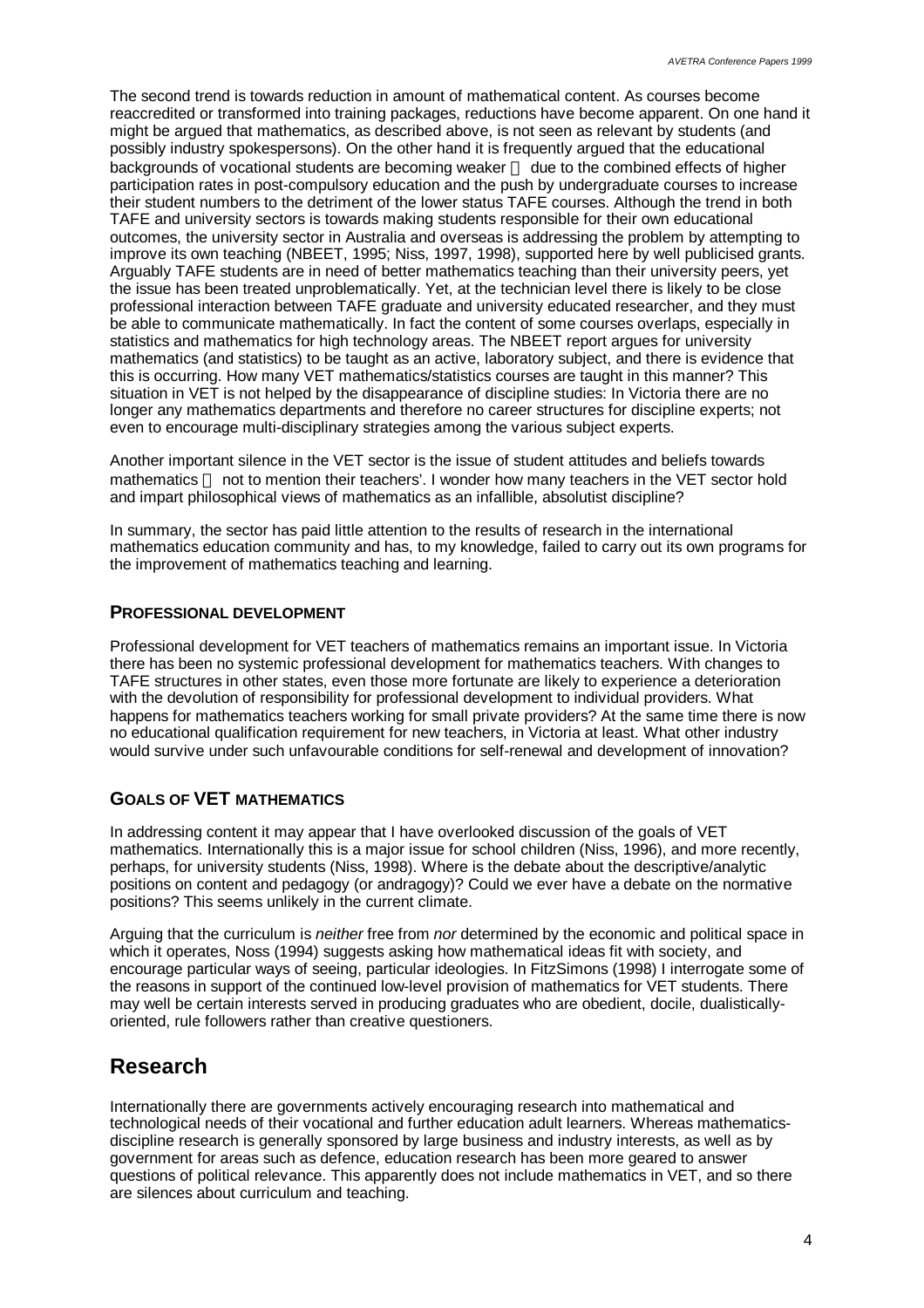The second trend is towards reduction in amount of mathematical content. As courses become reaccredited or transformed into training packages, reductions have become apparent. On one hand it might be argued that mathematics, as described above, is not seen as relevant by students (and possibly industry spokespersons). On the other hand it is frequently argued that the educational backgrounds of vocational students are becoming weaker  due to the combined effects of higher participation rates in post-compulsory education and the push by undergraduate courses to increase their student numbers to the detriment of the lower status TAFE courses. Although the trend in both TAFE and university sectors is towards making students responsible for their own educational outcomes, the university sector in Australia and overseas is addressing the problem by attempting to improve its own teaching (NBEET, 1995; Niss, 1997, 1998), supported here by well publicised grants. Arguably TAFE students are in need of better mathematics teaching than their university peers, yet the issue has been treated unproblematically. Yet, at the technician level there is likely to be close professional interaction between TAFE graduate and university educated researcher, and they must be able to communicate mathematically. In fact the content of some courses overlaps, especially in statistics and mathematics for high technology areas. The NBEET report argues for university mathematics (and statistics) to be taught as an active, laboratory subject, and there is evidence that this is occurring. How many VET mathematics/statistics courses are taught in this manner? This situation in VET is not helped by the disappearance of discipline studies: In Victoria there are no longer any mathematics departments and therefore no career structures for discipline experts; not even to encourage multi-disciplinary strategies among the various subject experts.

Another important silence in the VET sector is the issue of student attitudes and beliefs towards mathematics  not to mention their teachers'. I wonder how many teachers in the VET sector hold and impart philosophical views of mathematics as an infallible, absolutist discipline?

In summary, the sector has paid little attention to the results of research in the international mathematics education community and has, to my knowledge, failed to carry out its own programs for the improvement of mathematics teaching and learning.

### PROFESSIONAL DEVELOPMENT

Professional development for VET teachers of mathematics remains an important issue. In Victoria there has been no systemic professional development for mathematics teachers. With changes to TAFE structures in other states, even those more fortunate are likely to experience a deterioration with the devolution of responsibility for professional development to individual providers. What happens for mathematics teachers working for small private providers? At the same time there is now no educational qualification requirement for new teachers, in Victoria at least. What other industry would survive under such unfavourable conditions for self-renewal and development of innovation?

### GOALS OF VET MATHEMATICS

In addressing content it may appear that I have overlooked discussion of the goals of VET mathematics. Internationally this is a major issue for school children (Niss, 1996), and more recently, perhaps, for university students (Niss, 1998). Where is the debate about the descriptive/analytic positions on content and pedagogy (or andragogy)? Could we ever have a debate on the normative positions? This seems unlikely in the current climate.

Arguing that the curriculum is *neither* free from *nor* determined by the economic and political space in which it operates, Noss (1994) suggests asking how mathematical ideas fit with society, and encourage particular ways of seeing, particular ideologies. In FitzSimons (1998) I interrogate some of the reasons in support of the continued low-level provision of mathematics for VET students. There may well be certain interests served in producing graduates who are obedient, docile, dualistically-oriented, rule followers rather than creative questioners.

## Research

Internationally there are governments actively encouraging research into mathematical and technological needs of their vocational and further education adult learners. Whereas mathematics-discipline research is generally sponsored by large business and industry interests, as well as by government for areas such as defence, education research has been more geared to answer questions of political relevance. This apparently does not include mathematics in VET, and so there are silences about curriculum and teaching.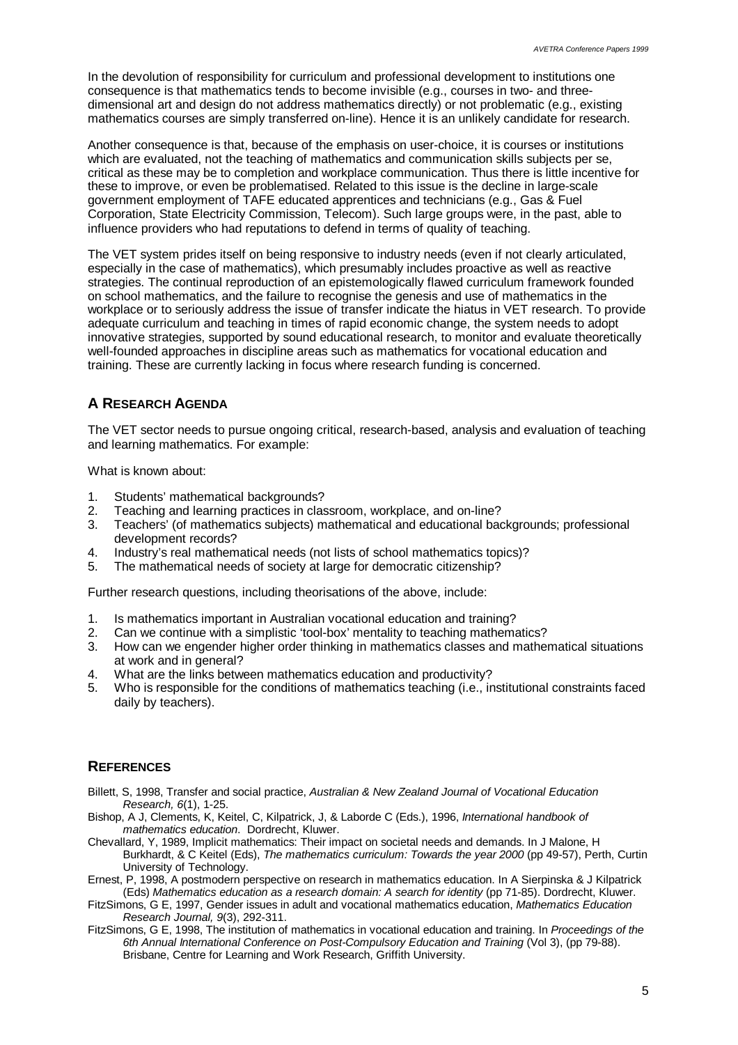In the devolution of responsibility for curriculum and professional development to institutions one consequence is that mathematics tends to become invisible (e.g., courses in two- and three-dimensional art and design do not address mathematics directly) or not problematic (e.g., existing mathematics courses are simply transferred on-line). Hence it is an unlikely candidate for research.

Another consequence is that, because of the emphasis on user-choice, it is courses or institutions which are evaluated, not the teaching of mathematics and communication skills subjects per se, critical as these may be to completion and workplace communication. Thus there is little incentive for these to improve, or even be problematised. Related to this issue is the decline in large-scale government employment of TAFE educated apprentices and technicians (e.g., Gas & Fuel Corporation, State Electricity Commission, Telecom). Such large groups were, in the past, able to influence providers who had reputations to defend in terms of quality of teaching.

The VET system prides itself on being responsive to industry needs (even if not clearly articulated, especially in the case of mathematics), which presumably includes proactive as well as reactive strategies. The continual reproduction of an epistemologically flawed curriculum framework founded on school mathematics, and the failure to recognise the genesis and use of mathematics in the workplace or to seriously address the issue of transfer indicate the hiatus in VET research. To provide adequate curriculum and teaching in times of rapid economic change, the system needs to adopt innovative strategies, supported by sound educational research, to monitor and evaluate theoretically well-founded approaches in discipline areas such as mathematics for vocational education and training. These are currently lacking in focus where research funding is concerned.

## A Research Agenda

The VET sector needs to pursue ongoing critical, research-based, analysis and evaluation of teaching and learning mathematics. For example:

What is known about:

1. Students' mathematical backgrounds?
2. Teaching and learning practices in classroom, workplace, and on-line?
3. Teachers' (of mathematics subjects) mathematical and educational backgrounds; professional development records?
4. Industry's real mathematical needs (not lists of school mathematics topics)?
5. The mathematical needs of society at large for democratic citizenship?

Further research questions, including theorisations of the above, include:

1. Is mathematics important in Australian vocational education and training?
2. Can we continue with a simplistic 'tool-box' mentality to teaching mathematics?
3. How can we engender higher order thinking in mathematics classes and mathematical situations at work and in general?
4. What are the links between mathematics education and productivity?
5. Who is responsible for the conditions of mathematics teaching (i.e., institutional constraints faced daily by teachers).

## References

Billett, S, 1998, Transfer and social practice, *Australian & New Zealand Journal of Vocational Education Research, 6*(1), 1-25.

Bishop, A J, Clements, K, Keitel, C, Kilpatrick, J, & Laborde C (Eds.), 1996, *International handbook of mathematics education*. Dordrecht, Kluwer.

Chevallard, Y, 1989, Implicit mathematics: Their impact on societal needs and demands. In J Malone, H Burkhardt, & C Keitel (Eds), *The mathematics curriculum: Towards the year 2000* (pp 49-57), Perth, Curtin University of Technology.

Ernest, P, 1998, A postmodern perspective on research in mathematics education. In A Sierpinska & J Kilpatrick (Eds) *Mathematics education as a research domain: A search for identity* (pp 71-85). Dordrecht, Kluwer.

FitzSimons, G E, 1997, Gender issues in adult and vocational mathematics education, *Mathematics Education Research Journal, 9*(3), 292-311.

FitzSimons, G E, 1998, The institution of mathematics in vocational education and training. In *Proceedings of the 6th Annual International Conference on Post-Compulsory Education and Training* (Vol 3), (pp 79-88). Brisbane, Centre for Learning and Work Research, Griffith University.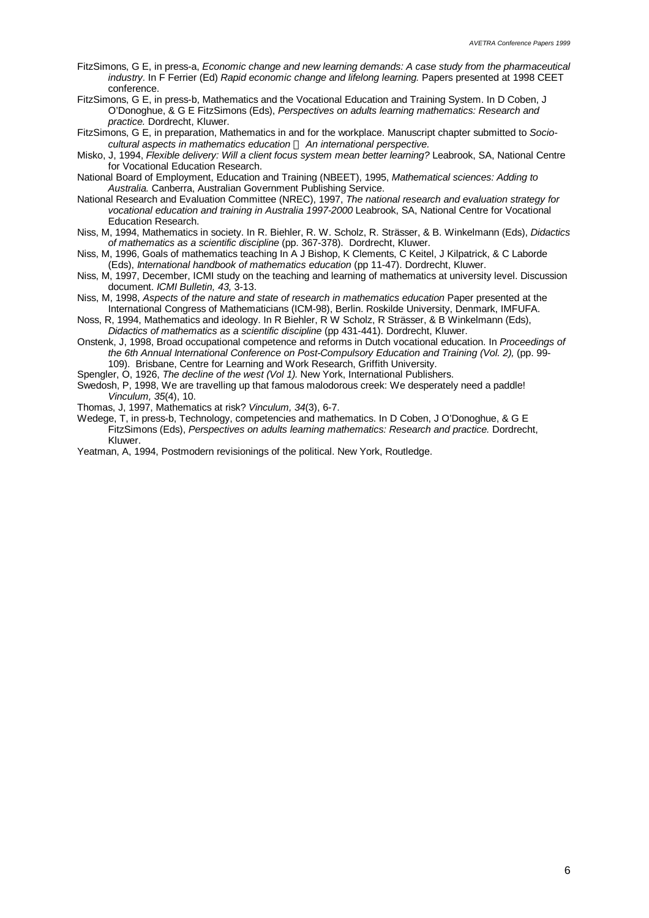FitzSimons, G E, in press-a, *Economic change and new learning demands: A case study from the pharmaceutical industry*. In F Ferrier (Ed) *Rapid economic change and lifelong learning.* Papers presented at 1998 CEET conference.

FitzSimons, G E, in press-b, Mathematics and the Vocational Education and Training System. In D Coben, J O'Donoghue, & G E FitzSimons (Eds), *Perspectives on adults learning mathematics: Research and practice.* Dordrecht, Kluwer.

FitzSimons, G E, in preparation, Mathematics in and for the workplace. Manuscript chapter submitted to *Socio-cultural aspects in mathematics education  An international perspective.*

Misko, J, 1994, *Flexible delivery: Will a client focus system mean better learning?* Leabrook, SA, National Centre for Vocational Education Research.

National Board of Employment, Education and Training (NBEET), 1995, *Mathematical sciences: Adding to Australia.* Canberra, Australian Government Publishing Service.

National Research and Evaluation Committee (NREC), 1997, *The national research and evaluation strategy for vocational education and training in Australia 1997-2000* Leabrook, SA, National Centre for Vocational Education Research.

Niss, M, 1994, Mathematics in society. In R. Biehler, R. W. Scholz, R. Strässer, & B. Winkelmann (Eds), *Didactics of mathematics as a scientific discipline* (pp. 367-378). Dordrecht, Kluwer.

Niss, M, 1996, Goals of mathematics teaching In A J Bishop, K Clements, C Keitel, J Kilpatrick, & C Laborde (Eds), *International handbook of mathematics education* (pp 11-47). Dordrecht, Kluwer.

Niss, M, 1997, December, ICMI study on the teaching and learning of mathematics at university level. Discussion document. *ICMI Bulletin, 43,* 3-13.

Niss, M, 1998, *Aspects of the nature and state of research in mathematics education* Paper presented at the International Congress of Mathematicians (ICM-98), Berlin. Roskilde University, Denmark, IMFUFA.

Noss, R, 1994, Mathematics and ideology. In R Biehler, R W Scholz, R Strässer, & B Winkelmann (Eds), *Didactics of mathematics as a scientific discipline* (pp 431-441). Dordrecht, Kluwer.

Onstenk, J, 1998, Broad occupational competence and reforms in Dutch vocational education. In *Proceedings of the 6th Annual International Conference on Post-Compulsory Education and Training (Vol. 2),* (pp. 99-109). Brisbane, Centre for Learning and Work Research, Griffith University.

Spengler, O, 1926, *The decline of the west (Vol 1).* New York, International Publishers.

Swedosh, P, 1998, We are travelling up that famous malodorous creek: We desperately need a paddle! *Vinculum, 35*(4), 10.

Thomas, J, 1997, Mathematics at risk? *Vinculum, 34*(3), 6-7.

Wedege, T, in press-b, Technology, competencies and mathematics. In D Coben, J O'Donoghue, & G E FitzSimons (Eds), *Perspectives on adults learning mathematics: Research and practice.* Dordrecht, Kluwer.

Yeatman, A, 1994, Postmodern revisionings of the political. New York, Routledge.